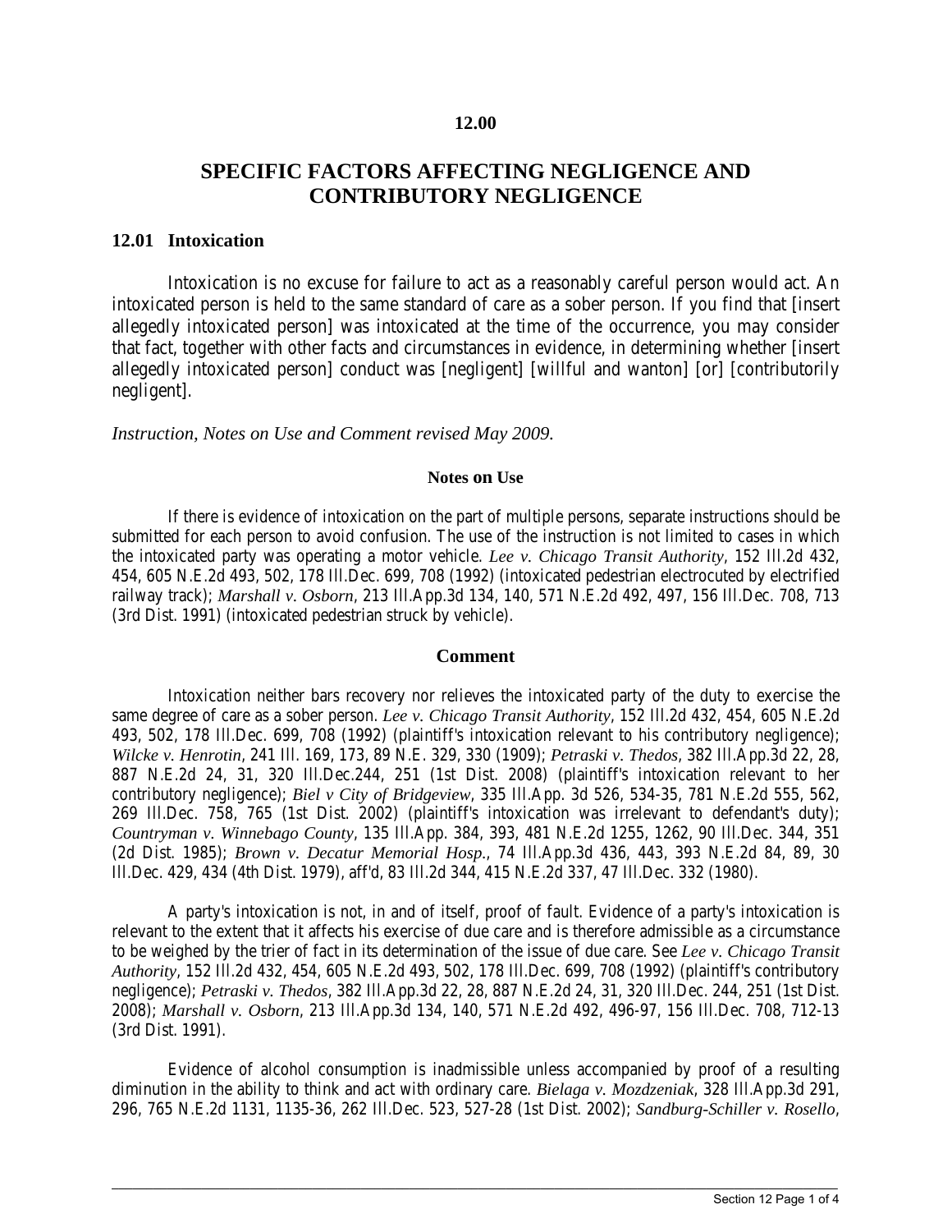**12.00**

# SPECIFIC FACTORS AFFECTING NEGLIGENCE AND CONTRIBUTORY NEGLIGENCE

## 12.01 Intoxication

Intoxication is no excuse for failure to act as a reasonably careful person would act. An intoxicated person is held to the same standard of care as a sober person. If you find that [insert allegedly intoxicated person] was intoxicated at the time of the occurrence, you may consider that fact, together with other facts and circumstances in evidence, in determining whether [insert allegedly intoxicated person] conduct was [negligent] [willful and wanton] [or] [contributorily negligent].

*Instruction, Notes on Use and Comment revised May 2009.*

### Notes on Use

If there is evidence of intoxication on the part of multiple persons, separate instructions should be submitted for each person to avoid confusion. The use of the instruction is not limited to cases in which the intoxicated party was operating a motor vehicle. *Lee v. Chicago Transit Authority*, 152 Ill.2d 432, 454, 605 N.E.2d 493, 502, 178 Ill.Dec. 699, 708 (1992) (intoxicated pedestrian electrocuted by electrified railway track); *Marshall v. Osborn*, 213 Ill.App.3d 134, 140, 571 N.E.2d 492, 497, 156 Ill.Dec. 708, 713 (3rd Dist. 1991) (intoxicated pedestrian struck by vehicle).

### Comment

Intoxication neither bars recovery nor relieves the intoxicated party of the duty to exercise the same degree of care as a sober person. *Lee v. Chicago Transit Authority*, 152 Ill.2d 432, 454, 605 N.E.2d 493, 502, 178 Ill.Dec. 699, 708 (1992) (plaintiff's intoxication relevant to his contributory negligence); *Wilcke v. Henrotin*, 241 Ill. 169, 173, 89 N.E. 329, 330 (1909); *Petraski v. Thedos*, 382 Ill.App.3d 22, 28, 887 N.E.2d 24, 31, 320 Ill.Dec.244, 251 (1st Dist. 2008) (plaintiff's intoxication relevant to her contributory negligence); *Biel v City of Bridgeview*, 335 Ill.App. 3d 526, 534-35, 781 N.E.2d 555, 562, 269 Ill.Dec. 758, 765 (1st Dist. 2002) (plaintiff's intoxication was irrelevant to defendant's duty); *Countryman v. Winnebago County*, 135 Ill.App. 384, 393, 481 N.E.2d 1255, 1262, 90 Ill.Dec. 344, 351 (2d Dist. 1985); *Brown v. Decatur Memorial Hosp.*, 74 Ill.App.3d 436, 443, 393 N.E.2d 84, 89, 30 Ill.Dec. 429, 434 (4th Dist. 1979), aff'd, 83 Ill.2d 344, 415 N.E.2d 337, 47 Ill.Dec. 332 (1980).

A party's intoxication is not, in and of itself, proof of fault. Evidence of a party's intoxication is relevant to the extent that it affects his exercise of due care and is therefore admissible as a circumstance to be weighed by the trier of fact in its determination of the issue of due care. See *Lee v. Chicago Transit Authority*, 152 Ill.2d 432, 454, 605 N.E.2d 493, 502, 178 Ill.Dec. 699, 708 (1992) (plaintiff's contributory negligence); *Petraski v. Thedos*, 382 Ill.App.3d 22, 28, 887 N.E.2d 24, 31, 320 Ill.Dec. 244, 251 (1st Dist. 2008); *Marshall v. Osborn*, 213 Ill.App.3d 134, 140, 571 N.E.2d 492, 496-97, 156 Ill.Dec. 708, 712-13 (3rd Dist. 1991).

Evidence of alcohol consumption is inadmissible unless accompanied by proof of a resulting diminution in the ability to think and act with ordinary care. *Bielaga v. Mozdzeniak*, 328 Ill.App.3d 291, 296, 765 N.E.2d 1131, 1135-36, 262 Ill.Dec. 523, 527-28 (1st Dist. 2002); *Sandburg-Schiller v. Rosello*,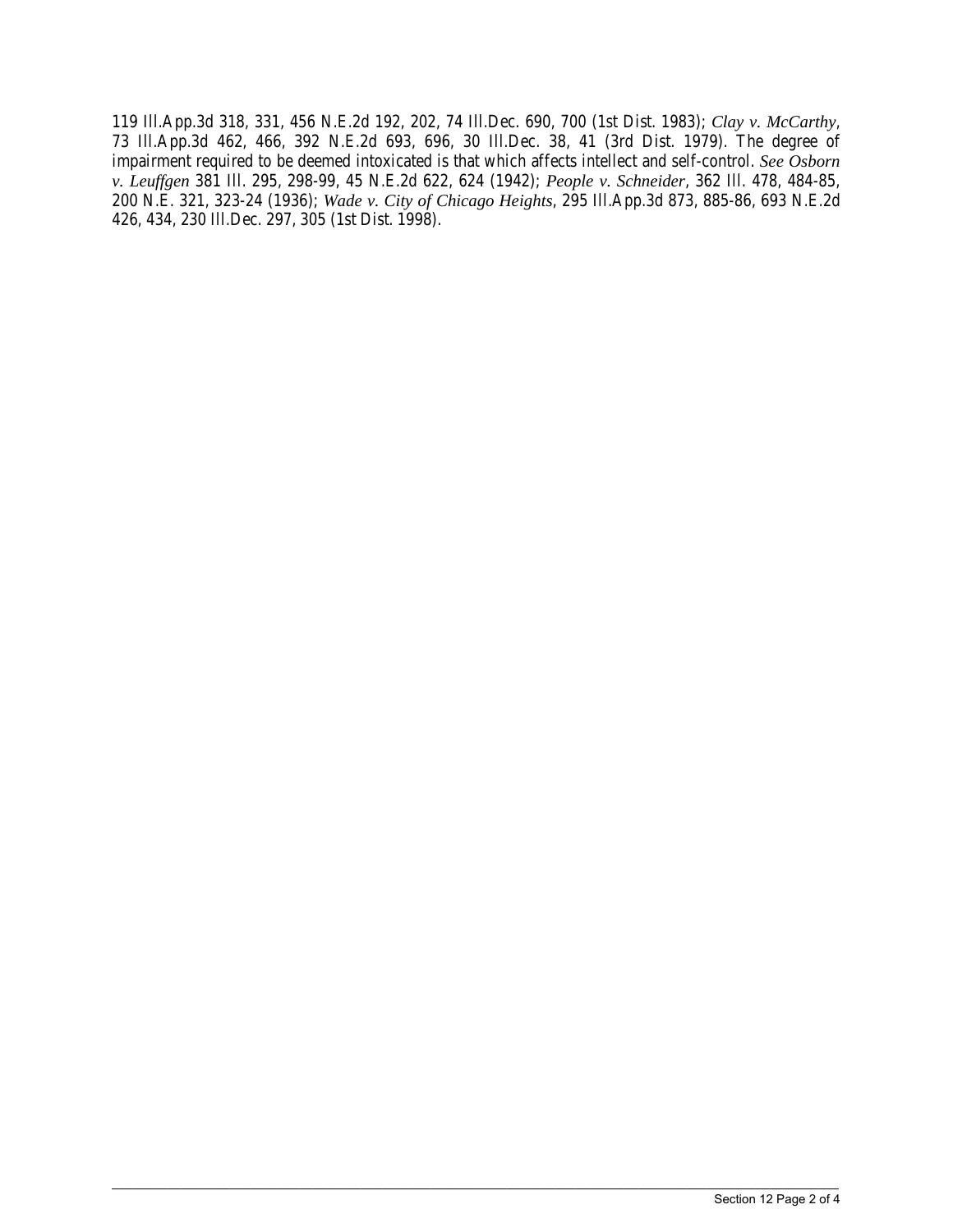119 Ill.App.3d 318, 331, 456 N.E.2d 192, 202, 74 Ill.Dec. 690, 700 (1st Dist. 1983); *Clay v. McCarthy*, 73 Ill.App.3d 462, 466, 392 N.E.2d 693, 696, 30 Ill.Dec. 38, 41 (3rd Dist. 1979). The degree of impairment required to be deemed intoxicated is that which affects intellect and self-control. *See Osborn v. Leuffgen* 381 Ill. 295, 298-99, 45 N.E.2d 622, 624 (1942); *People v. Schneider*, 362 Ill. 478, 484-85, 200 N.E. 321, 323-24 (1936); *Wade v. City of Chicago Heights*, 295 Ill.App.3d 873, 885-86, 693 N.E.2d 426, 434, 230 Ill.Dec. 297, 305 (1st Dist. 1998).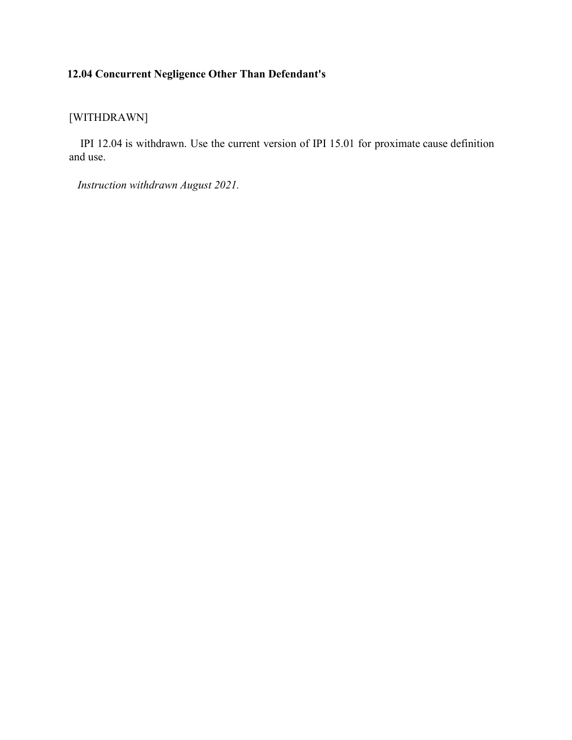## 12.04 Concurrent Negligence Other Than Defendant's

[WITHDRAWN]

IPI 12.04 is withdrawn. Use the current version of IPI 15.01 for proximate cause definition and use.

*Instruction withdrawn August 2021.*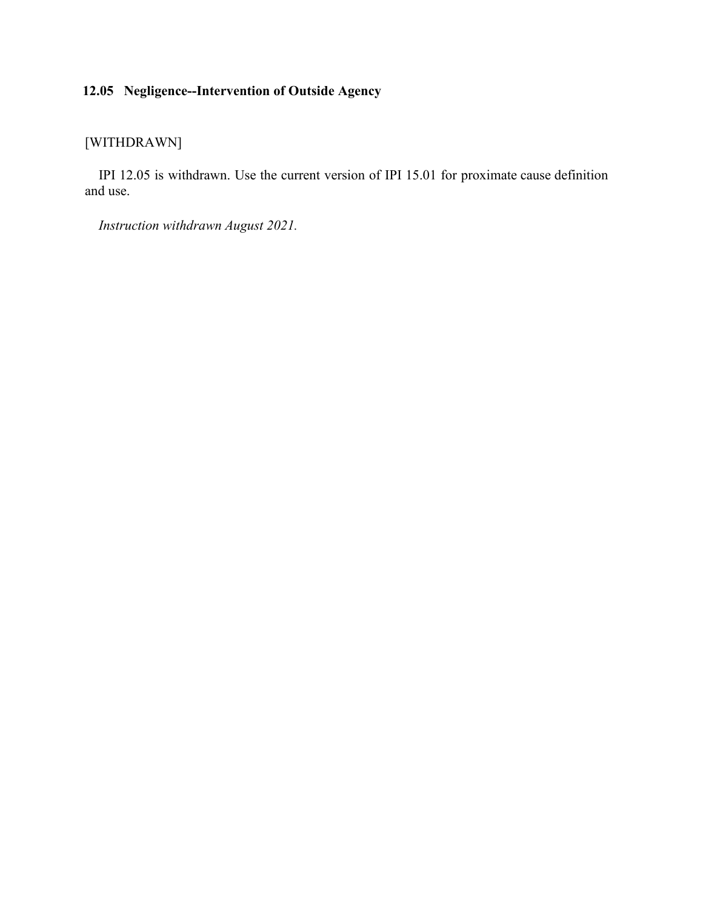## 12.05 Negligence--Intervention of Outside Agency

[WITHDRAWN]

IPI 12.05 is withdrawn. Use the current version of IPI 15.01 for proximate cause definition and use.

*Instruction withdrawn August 2021.*